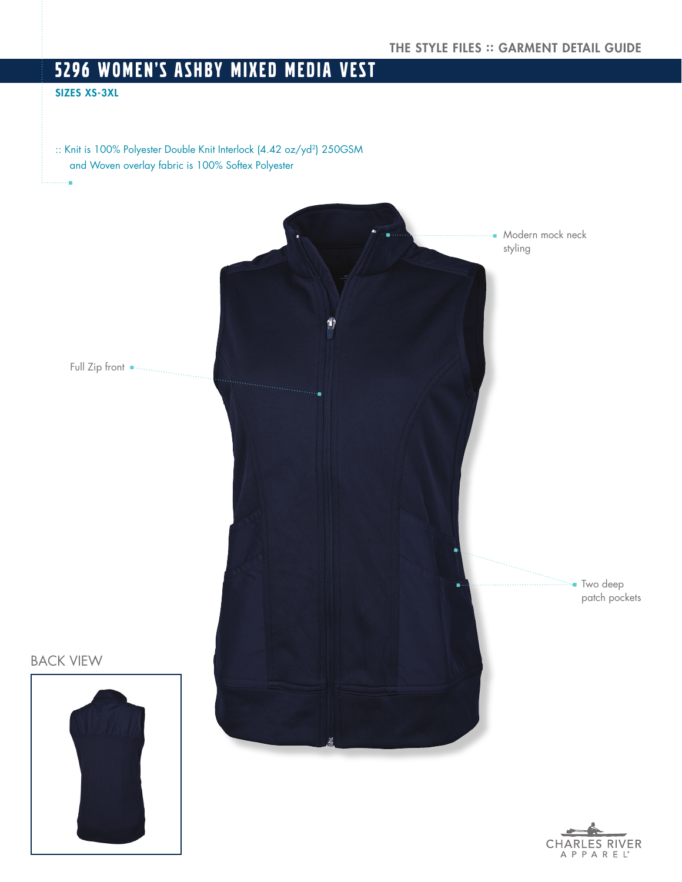THE STYLE FILES :: GARMENT DETAIL GUIDE

# 5296 WOMEN'S ASHBY MIXED MEDIA VEST

**SIZES XS-3XL**

:: Knit is 100% Polyester Double Knit Interlock (4.42 oz/yd²) 250GSM and Woven overlay fabric is 100% Softex Polyester

- Modern mock neck styling
- Full Zip front
- Two deep patch pockets

BACK VIEW

CHARLES RIVER APPAREL®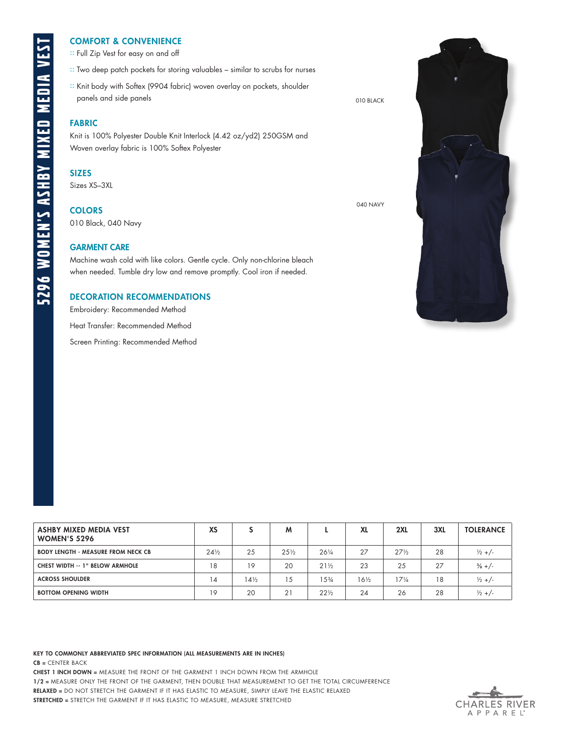# 5296 WOMEN'S ASHBY MIXED MEDIA VEST

## COMFORT & CONVENIENCE

:: Full Zip Vest for easy on and off

:: Two deep patch pockets for storing valuables – similar to scrubs for nurses

:: Knit body with Softex (9904 fabric) woven overlay on pockets, shoulder panels and side panels

## FABRIC

Knit is 100% Polyester Double Knit Interlock (4.42 oz/yd2) 250GSM and Woven overlay fabric is 100% Softex Polyester

## SIZES

Sizes XS–3XL

## COLORS

010 Black, 040 Navy

## GARMENT CARE

Machine wash cold with like colors. Gentle cycle. Only non-chlorine bleach when needed. Tumble dry low and remove promptly. Cool iron if needed.

## DECORATION RECOMMENDATIONS

Embroidery: Recommended Method

Heat Transfer: Recommended Method

Screen Printing: Recommended Method

010 BLACK

040 NAVY

| ASHBY MIXED MEDIA VEST WOMEN'S 5296 | XS | S | M | L | XL | 2XL | 3XL | TOLERANCE |
|---|---|---|---|---|---|---|---|---|
| BODY LENGTH - MEASURE FROM NECK CB | 24½ | 25 | 25½ | 26¼ | 27 | 27½ | 28 | ½ +/- |
| CHEST WIDTH -- 1" BELOW ARMHOLE | 18 | 19 | 20 | 21½ | 23 | 25 | 27 | ⅜ +/- |
| ACROSS SHOULDER | 14 | 14½ | 15 | 15¾ | 16½ | 17¼ | 18 | ½ +/- |
| BOTTOM OPENING WIDTH | 19 | 20 | 21 | 22½ | 24 | 26 | 28 | ½ +/- |

**KEY TO COMMONLY ABBREVIATED SPEC INFORMATION (ALL MEASUREMENTS ARE IN INCHES)**

**CB =** CENTER BACK

**CHEST 1 INCH DOWN =** MEASURE THE FRONT OF THE GARMENT 1 INCH DOWN FROM THE ARMHOLE

**1/2 =** MEASURE ONLY THE FRONT OF THE GARMENT, THEN DOUBLE THAT MEASUREMENT TO GET THE TOTAL CIRCUMFERENCE

**RELAXED =** DO NOT STRETCH THE GARMENT IF IT HAS ELASTIC TO MEASURE, SIMPLY LEAVE THE ELASTIC RELAXED

**STRETCHED =** STRETCH THE GARMENT IF IT HAS ELASTIC TO MEASURE, MEASURE STRETCHED

CHARLES RIVER APPAREL®